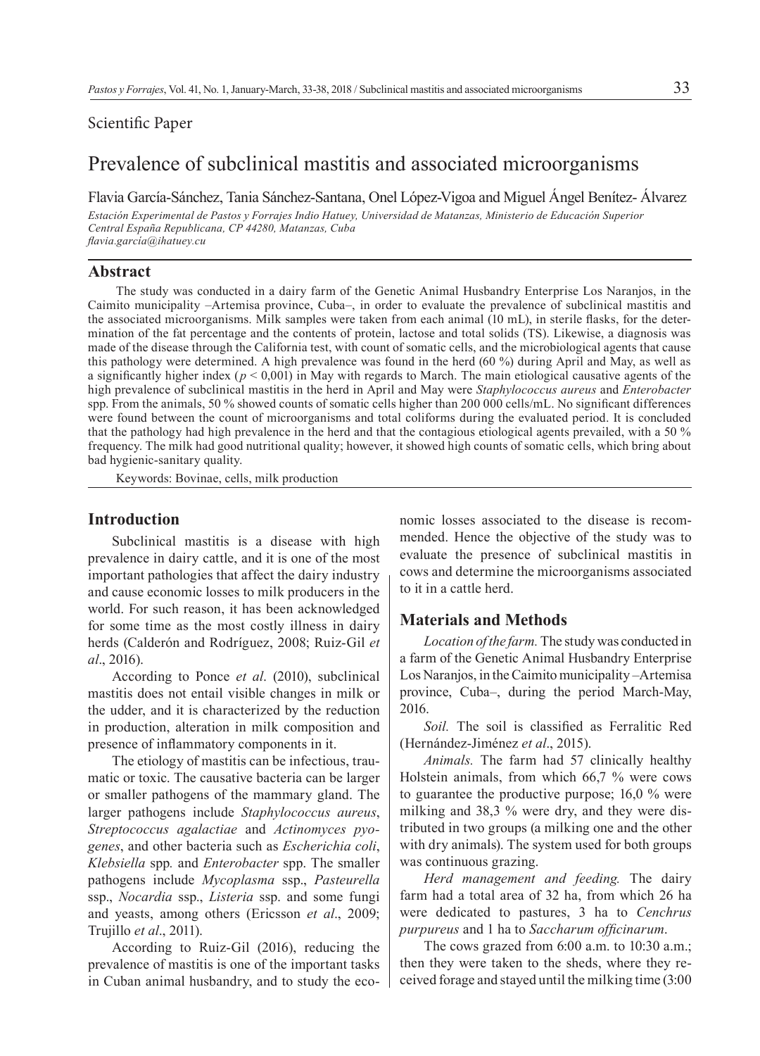Scientific Paper

# Prevalence of subclinical mastitis and associated microorganisms

Flavia García-Sánchez, Tania Sánchez-Santana, Onel López-Vigoa and Miguel Ángel Benítez- Álvarez

*Estación Experimental de Pastos y Forrajes Indio Hatuey, Universidad de Matanzas, Ministerio de Educación Superior Central España Republicana, CP 44280, Matanzas, Cuba*
*flavia.garcia@ihatuey.cu*

## Abstract

The study was conducted in a dairy farm of the Genetic Animal Husbandry Enterprise Los Naranjos, in the Caimito municipality –Artemisa province, Cuba–, in order to evaluate the prevalence of subclinical mastitis and the associated microorganisms. Milk samples were taken from each animal (10 mL), in sterile flasks, for the determination of the fat percentage and the contents of protein, lactose and total solids (TS). Likewise, a diagnosis was made of the disease through the California test, with count of somatic cells, and the microbiological agents that cause this pathology were determined. A high prevalence was found in the herd (60 %) during April and May, as well as a significantly higher index ($p < 0,001$) in May with regards to March. The main etiological causative agents of the high prevalence of subclinical mastitis in the herd in April and May were *Staphylococcus aureus* and *Enterobacter* spp. From the animals, 50 % showed counts of somatic cells higher than 200 000 cells/mL. No significant differences were found between the count of microorganisms and total coliforms during the evaluated period. It is concluded that the pathology had high prevalence in the herd and that the contagious etiological agents prevailed, with a 50 % frequency. The milk had good nutritional quality; however, it showed high counts of somatic cells, which bring about bad hygienic-sanitary quality.

Keywords: Bovinae, cells, milk production

## Introduction

Subclinical mastitis is a disease with high prevalence in dairy cattle, and it is one of the most important pathologies that affect the dairy industry and cause economic losses to milk producers in the world. For such reason, it has been acknowledged for some time as the most costly illness in dairy herds (Calderón and Rodríguez, 2008; Ruiz-Gil *et al*., 2016).

According to Ponce *et al*. (2010), subclinical mastitis does not entail visible changes in milk or the udder, and it is characterized by the reduction in production, alteration in milk composition and presence of inflammatory components in it.

The etiology of mastitis can be infectious, traumatic or toxic. The causative bacteria can be larger or smaller pathogens of the mammary gland. The larger pathogens include *Staphylococcus aureus*, *Streptococcus agalactiae* and *Actinomyces pyogenes*, and other bacteria such as *Escherichia coli*, *Klebsiella* spp. and *Enterobacter* spp. The smaller pathogens include *Mycoplasma* ssp., *Pasteurella* ssp., *Nocardia* ssp., *Listeria* ssp. and some fungi and yeasts, among others (Ericsson *et al*., 2009; Trujillo *et al*., 2011).

According to Ruiz-Gil (2016), reducing the prevalence of mastitis is one of the important tasks in Cuban animal husbandry, and to study the economic losses associated to the disease is recommended. Hence the objective of the study was to evaluate the presence of subclinical mastitis in cows and determine the microorganisms associated to it in a cattle herd.

## Materials and Methods

*Location of the farm.* The study was conducted in a farm of the Genetic Animal Husbandry Enterprise Los Naranjos, in the Caimito municipality –Artemisa province, Cuba–, during the period March-May, 2016.

*Soil.* The soil is classified as Ferralitic Red (Hernández-Jiménez *et al*., 2015).

*Animals.* The farm had 57 clinically healthy Holstein animals, from which 66,7 % were cows to guarantee the productive purpose; 16,0 % were milking and 38,3 % were dry, and they were distributed in two groups (a milking one and the other with dry animals). The system used for both groups was continuous grazing.

*Herd management and feeding.* The dairy farm had a total area of 32 ha, from which 26 ha were dedicated to pastures, 3 ha to *Cenchrus purpureus* and 1 ha to *Saccharum officinarum*.

The cows grazed from 6:00 a.m. to 10:30 a.m.; then they were taken to the sheds, where they received forage and stayed until the milking time (3:00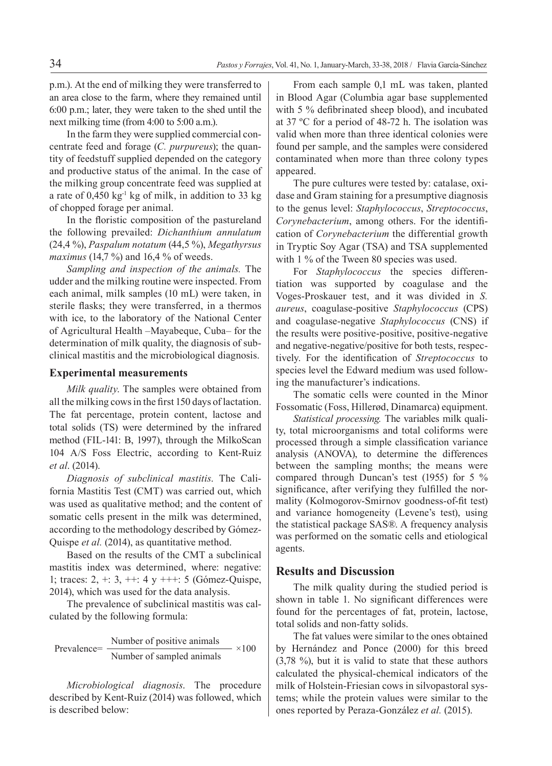p.m.). At the end of milking they were transferred to an area close to the farm, where they remained until 6:00 p.m.; later, they were taken to the shed until the next milking time (from 4:00 to 5:00 a.m.).

In the farm they were supplied commercial concentrate feed and forage (*C. purpureus*); the quantity of feedstuff supplied depended on the category and productive status of the animal. In the case of the milking group concentrate feed was supplied at a rate of 0,450 $kg^{-1}$ kg of milk, in addition to 33 kg of chopped forage per animal.

In the floristic composition of the pastureland the following prevailed: *Dichanthium annulatum* (24,4 %), *Paspalum notatum* (44,5 %), *Megathyrsus maximus* (14,7 %) and 16,4 % of weeds.

*Sampling and inspection of the animals.* The udder and the milking routine were inspected. From each animal, milk samples (10 mL) were taken, in sterile flasks; they were transferred, in a thermos with ice, to the laboratory of the National Center of Agricultural Health –Mayabeque, Cuba– for the determination of milk quality, the diagnosis of subclinical mastitis and the microbiological diagnosis.

## Experimental measurements

*Milk quality*. The samples were obtained from all the milking cows in the first 150 days of lactation. The fat percentage, protein content, lactose and total solids (TS) were determined by the infrared method (FIL-141: B, 1997), through the MilkoScan 104 A/S Foss Electric, according to Kent-Ruiz *et al*. (2014).

*Diagnosis of subclinical mastitis*. The California Mastitis Test (CMT) was carried out, which was used as qualitative method; and the content of somatic cells present in the milk was determined, according to the methodology described by Gómez-Quispe *et al.* (2014), as quantitative method.

Based on the results of the CMT a subclinical mastitis index was determined, where: negative: 1; traces: 2, +: 3, ++: 4 y +++: 5 (Gómez-Quispe, 2014), which was used for the data analysis.

The prevalence of subclinical mastitis was calculated by the following formula:

$$\text{Prevalence} = \frac{\text{Number of positive animals}}{\text{Number of sampled animals}} \times 100$$

*Microbiological diagnosis*. The procedure described by Kent-Ruiz (2014) was followed, which is described below:

From each sample 0,1 mL was taken, planted in Blood Agar (Columbia agar base supplemented with 5 % defibrinated sheep blood), and incubated at 37 ºC for a period of 48-72 h. The isolation was valid when more than three identical colonies were found per sample, and the samples were considered contaminated when more than three colony types appeared.

The pure cultures were tested by: catalase, oxidase and Gram staining for a presumptive diagnosis to the genus level: *Staphylococcus*, *Streptococcus*, *Corynebacterium*, among others. For the identification of *Corynebacterium* the differential growth in Tryptic Soy Agar (TSA) and TSA supplemented with 1 % of the Tween 80 species was used.

For *Staphylococcus* the species differentiation was supported by coagulase and the Voges-Proskauer test, and it was divided in *S. aureus*, coagulase-positive *Staphylococcus* (CPS) and coagulase-negative *Staphylococcus* (CNS) if the results were positive-positive, positive-negative and negative-negative/positive for both tests, respectively. For the identification of *Streptococcus* to species level the Edward medium was used following the manufacturer's indications.

The somatic cells were counted in the Minor Fossomatic (Foss, Hillerød, Dinamarca) equipment.

*Statistical processing.* The variables milk quality, total microorganisms and total coliforms were processed through a simple classification variance analysis (ANOVA), to determine the differences between the sampling months; the means were compared through Duncan's test (1955) for 5 % significance, after verifying they fulfilled the normality (Kolmogorov-Smirnov goodness-of-fit test) and variance homogeneity (Levene's test), using the statistical package SAS®. A frequency analysis was performed on the somatic cells and etiological agents.

## Results and Discussion

The milk quality during the studied period is shown in table 1. No significant differences were found for the percentages of fat, protein, lactose, total solids and non-fatty solids.

The fat values were similar to the ones obtained by Hernández and Ponce (2000) for this breed (3,78 %), but it is valid to state that these authors calculated the physical-chemical indicators of the milk of Holstein-Friesian cows in silvopastoral systems; while the protein values were similar to the ones reported by Peraza-González *et al.* (2015).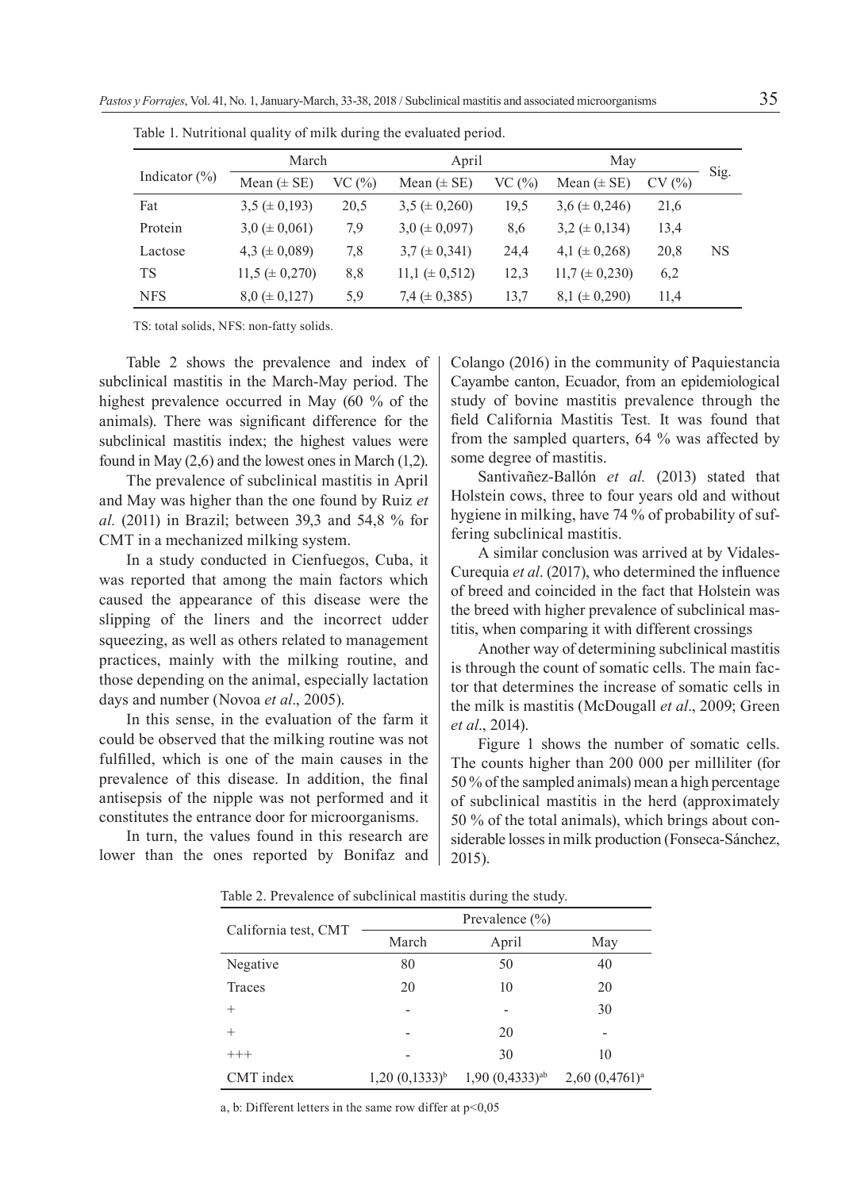Table 1. Nutritional quality of milk during the evaluated period.

| Indicator (%) | March | | April | | May | | Sig. |
|---|---|---|---|---|---|---|---|
| | Mean (± SE) | VC (%) | Mean (± SE) | VC (%) | Mean (± SE) | CV (%) | |
| Fat | 3,5 (± 0,193) | 20,5 | 3,5 (± 0,260) | 19,5 | 3,6 (± 0,246) | 21,6 | |
| Protein | 3,0 (± 0,061) | 7,9 | 3,0 (± 0,097) | 8,6 | 3,2 (± 0,134) | 13,4 | |
| Lactose | 4,3 (± 0,089) | 7,8 | 3,7 (± 0,341) | 24,4 | 4,1 (± 0,268) | 20,8 | NS |
| TS | 11,5 (± 0,270) | 8,8 | 11,1 (± 0,512) | 12,3 | 11,7 (± 0,230) | 6,2 | |
| NFS | 8,0 (± 0,127) | 5,9 | 7,4 (± 0,385) | 13,7 | 8,1 (± 0,290) | 11,4 | |

TS: total solids, NFS: non-fatty solids.

Table 2 shows the prevalence and index of subclinical mastitis in the March-May period. The highest prevalence occurred in May (60 % of the animals). There was significant difference for the subclinical mastitis index; the highest values were found in May (2,6) and the lowest ones in March (1,2).

The prevalence of subclinical mastitis in April and May was higher than the one found by Ruiz *et al.* (2011) in Brazil; between 39,3 and 54,8 % for CMT in a mechanized milking system.

In a study conducted in Cienfuegos, Cuba, it was reported that among the main factors which caused the appearance of this disease were the slipping of the liners and the incorrect udder squeezing, as well as others related to management practices, mainly with the milking routine, and those depending on the animal, especially lactation days and number (Novoa *et al*., 2005).

In this sense, in the evaluation of the farm it could be observed that the milking routine was not fulfilled, which is one of the main causes in the prevalence of this disease. In addition, the final antisepsis of the nipple was not performed and it constitutes the entrance door for microorganisms.

In turn, the values found in this research are lower than the ones reported by Bonifaz and Colango (2016) in the community of Paquiestancia Cayambe canton, Ecuador, from an epidemiological study of bovine mastitis prevalence through the field California Mastitis Test. It was found that from the sampled quarters, 64 % was affected by some degree of mastitis.

Santivañez-Ballón *et al.* (2013) stated that Holstein cows, three to four years old and without hygiene in milking, have 74 % of probability of suffering subclinical mastitis.

A similar conclusion was arrived at by Vidales-Curequia *et al*. (2017), who determined the influence of breed and coincided in the fact that Holstein was the breed with higher prevalence of subclinical mastitis, when comparing it with different crossings

Another way of determining subclinical mastitis is through the count of somatic cells. The main factor that determines the increase of somatic cells in the milk is mastitis (McDougall *et al*., 2009; Green *et al*., 2014).

Figure 1 shows the number of somatic cells. The counts higher than 200 000 per milliliter (for 50 % of the sampled animals) mean a high percentage of subclinical mastitis in the herd (approximately 50 % of the total animals), which brings about considerable losses in milk production (Fonseca-Sánchez, 2015).

Table 2. Prevalence of subclinical mastitis during the study.

| California test, CMT | Prevalence (%) | | |
|---|---|---|---|
| | March | April | May |
| Negative | 80 | 50 | 40 |
| Traces | 20 | 10 | 20 |
| + | - | - | 30 |
| + | - | 20 | - |
| +++ | - | 30 | 10 |
| CMT index | 1,20 (0,1333)[b] | 1,90 (0,4333)[ab] | 2,60 (0,4761)[a] |

a, b: Different letters in the same row differ at p<0,05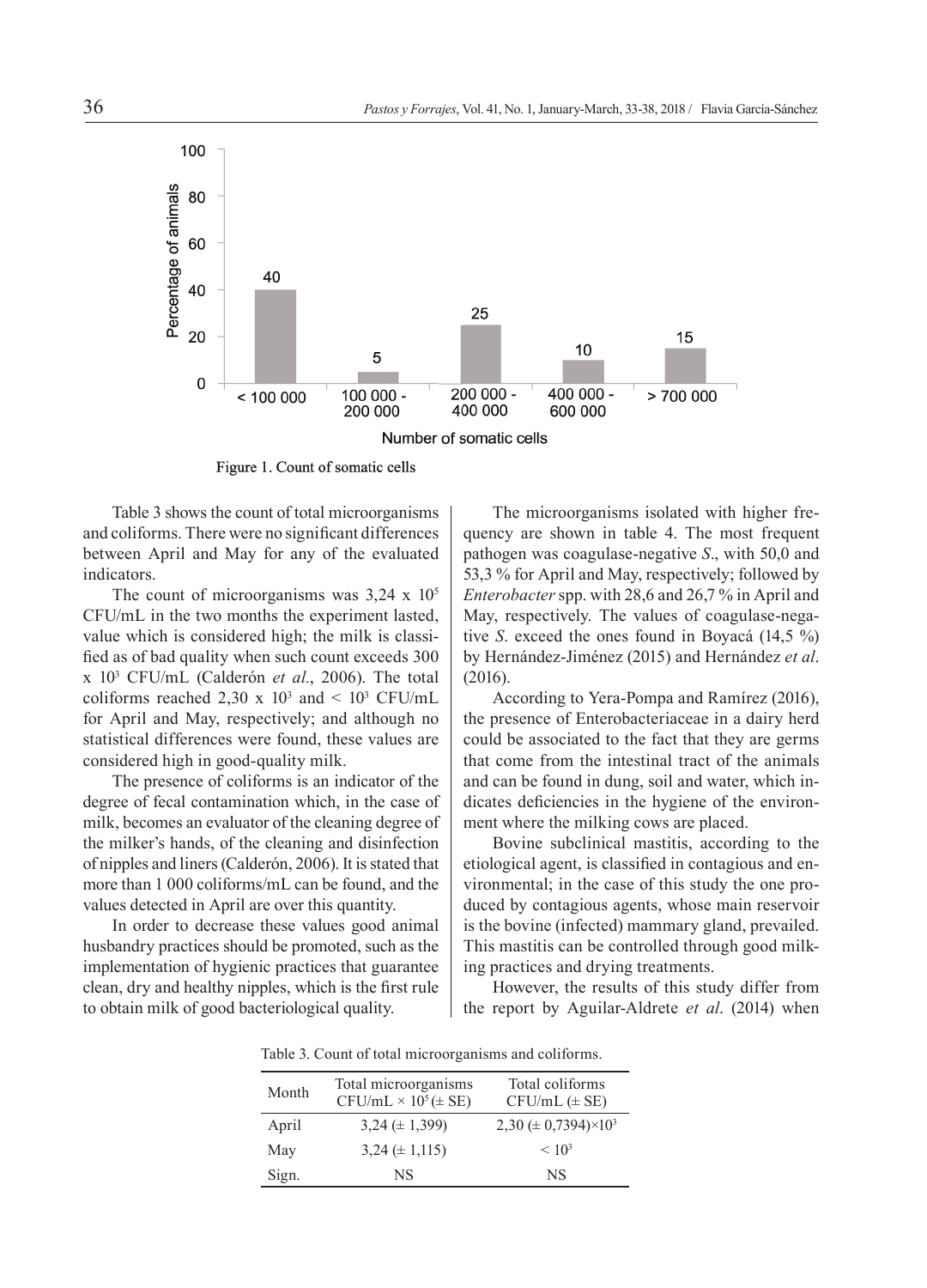Figure 1. Count of somatic cells

Table 3 shows the count of total microorganisms and coliforms. There were no significant differences between April and May for any of the evaluated indicators.

The count of microorganisms was 3,24 x $10^5$ CFU/mL in the two months the experiment lasted, value which is considered high; the milk is classified as of bad quality when such count exceeds 300 x $10^3$ CFU/mL (Calderón *et al.*, 2006). The total coliforms reached 2,30 x $10^3$ and < $10^3$ CFU/mL for April and May, respectively; and although no statistical differences were found, these values are considered high in good-quality milk.

The presence of coliforms is an indicator of the degree of fecal contamination which, in the case of milk, becomes an evaluator of the cleaning degree of the milker's hands, of the cleaning and disinfection of nipples and liners (Calderón, 2006). It is stated that more than 1 000 coliforms/mL can be found, and the values detected in April are over this quantity.

In order to decrease these values good animal husbandry practices should be promoted, such as the implementation of hygienic practices that guarantee clean, dry and healthy nipples, which is the first rule to obtain milk of good bacteriological quality.

The microorganisms isolated with higher frequency are shown in table 4. The most frequent pathogen was coagulase-negative *S*., with 50,0 and 53,3 % for April and May, respectively; followed by *Enterobacter* spp. with 28,6 and 26,7 % in April and May, respectively. The values of coagulase-negative *S*. exceed the ones found in Boyacá (14,5 %) by Hernández-Jiménez (2015) and Hernández *et al*. (2016).

According to Yera-Pompa and Ramírez (2016), the presence of Enterobacteriaceae in a dairy herd could be associated to the fact that they are germs that come from the intestinal tract of the animals and can be found in dung, soil and water, which indicates deficiencies in the hygiene of the environment where the milking cows are placed.

Bovine subclinical mastitis, according to the etiological agent, is classified in contagious and environmental; in the case of this study the one produced by contagious agents, whose main reservoir is the bovine (infected) mammary gland, prevailed. This mastitis can be controlled through good milking practices and drying treatments.

However, the results of this study differ from the report by Aguilar-Aldrete *et al*. (2014) when

Table 3. Count of total microorganisms and coliforms.

| Month | Total microorganisms CFU/mL × $10^5$ (± SE) | Total coliforms CFU/mL (± SE) |
|---|---|---|
| April | 3,24 (± 1,399) | 2,30 (± 0,7394)×$10^3$ |
| May | 3,24 (± 1,115) | < $10^3$ |
| Sign. | NS | NS |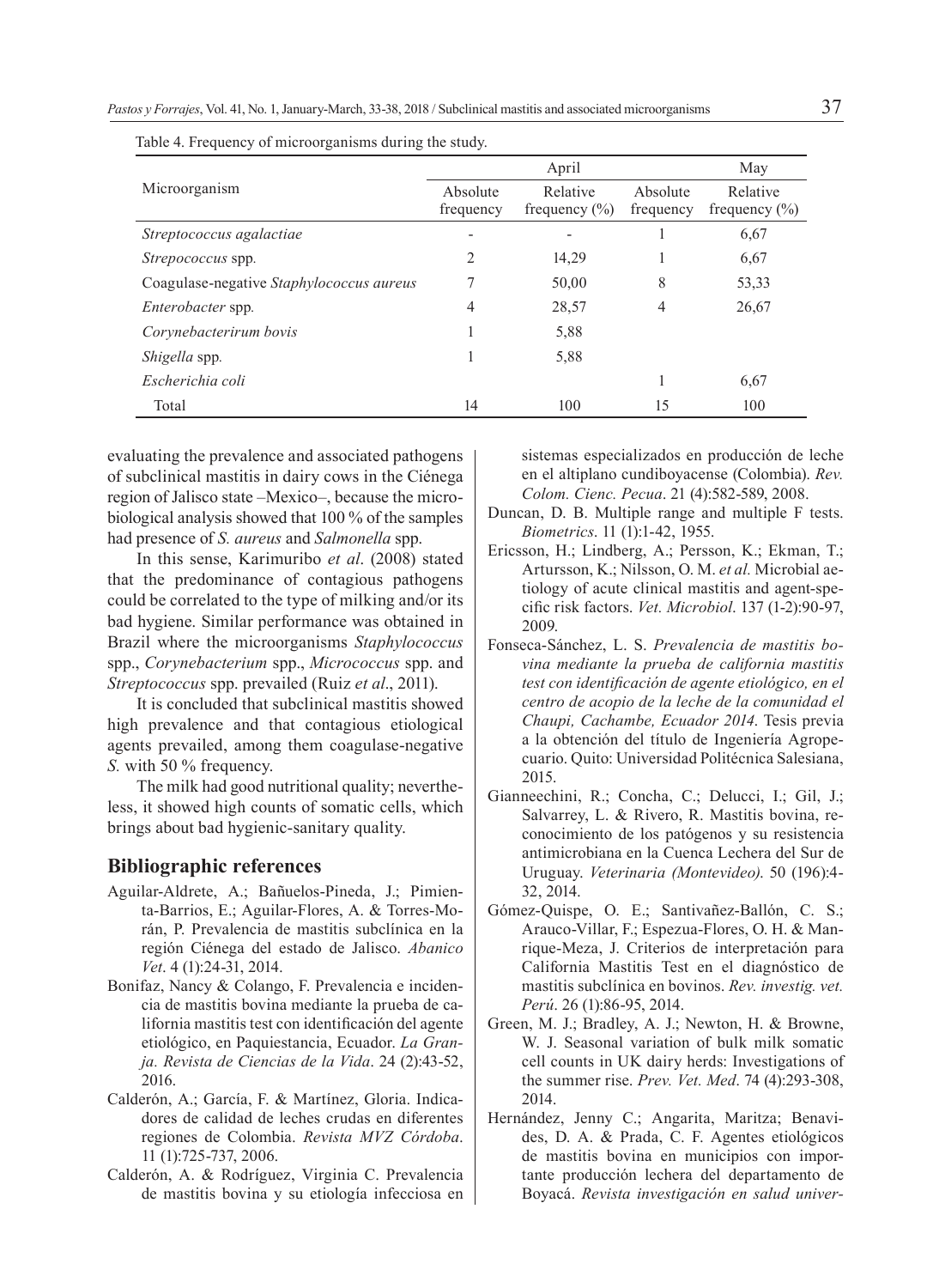Table 4. Frequency of microorganisms during the study.

| Microorganism | April | | May | |
|---|---|---|---|---|
| | Absolute frequency | Relative frequency (%) | Absolute frequency | Relative frequency (%) |
| *Streptococcus agalactiae* | - | - | 1 | 6,67 |
| *Strepococcus* spp. | 2 | 14,29 | 1 | 6,67 |
| Coagulase-negative *Staphylococcus aureus* | 7 | 50,00 | 8 | 53,33 |
| *Enterobacter* spp. | 4 | 28,57 | 4 | 26,67 |
| *Corynebacterirum bovis* | 1 | 5,88 | | |
| *Shigella* spp. | 1 | 5,88 | | |
| *Escherichia coli* | | | 1 | 6,67 |
| Total | 14 | 100 | 15 | 100 |

evaluating the prevalence and associated pathogens of subclinical mastitis in dairy cows in the Ciénega region of Jalisco state –Mexico–, because the microbiological analysis showed that 100 % of the samples had presence of *S. aureus* and *Salmonella* spp.

In this sense, Karimuribo *et al*. (2008) stated that the predominance of contagious pathogens could be correlated to the type of milking and/or its bad hygiene. Similar performance was obtained in Brazil where the microorganisms *Staphylococcus* spp., *Corynebacterium* spp., *Micrococcus* spp. and *Streptococcus* spp. prevailed (Ruiz *et al*., 2011).

It is concluded that subclinical mastitis showed high prevalence and that contagious etiological agents prevailed, among them coagulase-negative *S.* with 50 % frequency.

The milk had good nutritional quality; nevertheless, it showed high counts of somatic cells, which brings about bad hygienic-sanitary quality.

## Bibliographic references

Aguilar-Aldrete, A.; Bañuelos-Pineda, J.; Pimienta-Barrios, E.; Aguilar-Flores, A. & Torres-Morán, P. Prevalencia de mastitis subclínica en la región Ciénega del estado de Jalisco. *Abanico Vet*. 4 (1):24-31, 2014.

Bonifaz, Nancy & Colango, F. Prevalencia e incidencia de mastitis bovina mediante la prueba de california mastitis test con identificación del agente etiológico, en Paquiestancia, Ecuador. *La Granja. Revista de Ciencias de la Vida*. 24 (2):43-52, 2016.

Calderón, A.; García, F. & Martínez, Gloria. Indicadores de calidad de leches crudas en diferentes regiones de Colombia. *Revista MVZ Córdoba*. 11 (1):725-737, 2006.

Calderón, A. & Rodríguez, Virginia C. Prevalencia de mastitis bovina y su etiología infecciosa en sistemas especializados en producción de leche en el altiplano cundiboyacense (Colombia). *Rev. Colom. Cienc. Pecua*. 21 (4):582-589, 2008.

Duncan, D. B. Multiple range and multiple F tests. *Biometrics*. 11 (1):1-42, 1955.

Ericsson, H.; Lindberg, A.; Persson, K.; Ekman, T.; Artursson, K.; Nilsson, O. M. *et al.* Microbial aetiology of acute clinical mastitis and agent-specific risk factors. *Vet. Microbiol*. 137 (1-2):90-97, 2009.

Fonseca-Sánchez, L. S. *Prevalencia de mastitis bovina mediante la prueba de california mastitis test con identificación de agente etiológico, en el centro de acopio de la leche de la comunidad el Chaupi, Cachambe, Ecuador 2014*. Tesis previa a la obtención del título de Ingeniería Agropecuario. Quito: Universidad Politécnica Salesiana, 2015.

Gianneechini, R.; Concha, C.; Delucci, I.; Gil, J.; Salvarrey, L. & Rivero, R. Mastitis bovina, reconocimiento de los patógenos y su resistencia antimicrobiana en la Cuenca Lechera del Sur de Uruguay. *Veterinaria (Montevideo)*. 50 (196):4-32, 2014.

Gómez-Quispe, O. E.; Santivañez-Ballón, C. S.; Arauco-Villar, F.; Espezua-Flores, O. H. & Manrique-Meza, J. Criterios de interpretación para California Mastitis Test en el diagnóstico de mastitis subclínica en bovinos. *Rev. investig. vet. Perú*. 26 (1):86-95, 2014.

Green, M. J.; Bradley, A. J.; Newton, H. & Browne, W. J. Seasonal variation of bulk milk somatic cell counts in UK dairy herds: Investigations of the summer rise. *Prev. Vet. Med*. 74 (4):293-308, 2014.

Hernández, Jenny C.; Angarita, Maritza; Benavides, D. A. & Prada, C. F. Agentes etiológicos de mastitis bovina en municipios con importante producción lechera del departamento de Boyacá. *Revista investigación en salud univer-*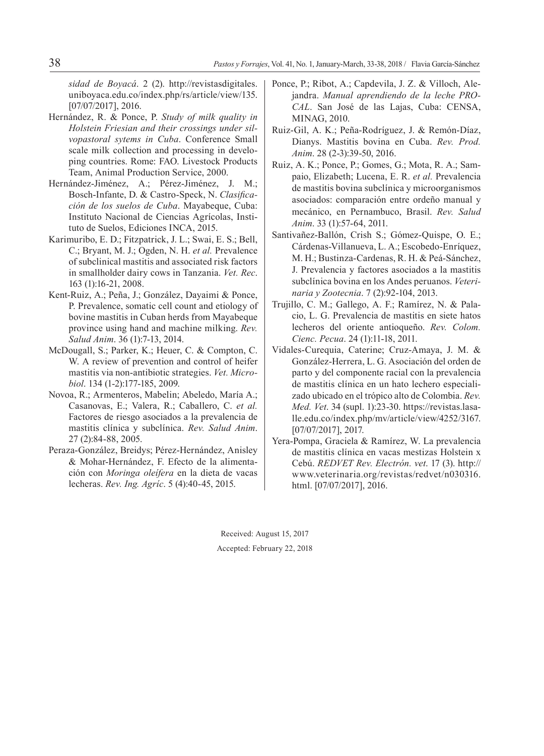*sidad de Boyacá*. 2 (2). http://revistasdigitales.uniboyaca.edu.co/index.php/rs/article/view/135. [07/07/2017], 2016.

Hernández, R. & Ponce, P. *Study of milk quality in Holstein Friesian and their crossings under silvopastoral sytems in Cuba*. Conference Small scale milk collection and processing in developing countries. Rome: FAO. Livestock Products Team, Animal Production Service, 2000.

Hernández-Jiménez, A.; Pérez-Jiménez, J. M.; Bosch-Infante, D. & Castro-Speck, N. *Clasificación de los suelos de Cuba*. Mayabeque, Cuba: Instituto Nacional de Ciencias Agrícolas, Instituto de Suelos, Ediciones INCA, 2015.

Karimuribo, E. D.; Fitzpatrick, J. L.; Swai, E. S.; Bell, C.; Bryant, M. J.; Ogden, N. H. *et al.* Prevalence of subclinical mastitis and associated risk factors in smallholder dairy cows in Tanzania. *Vet. Rec*. 163 (1):16-21, 2008.

Kent-Ruiz, A.; Peña, J.; González, Dayaimi & Ponce, P. Prevalence, somatic cell count and etiology of bovine mastitis in Cuban herds from Mayabeque province using hand and machine milking. *Rev. Salud Anim*. 36 (1):7-13, 2014.

McDougall, S.; Parker, K.; Heuer, C. & Compton, C. W. A review of prevention and control of heifer mastitis via non-antibiotic strategies. *Vet. Microbiol*. 134 (1-2):177-185, 2009.

Novoa, R.; Armenteros, Mabelin; Abeledo, María A.; Casanovas, E.; Valera, R.; Caballero, C. *et al.* Factores de riesgo asociados a la prevalencia de mastitis clínica y subclínica. *Rev. Salud Anim*. 27 (2):84-88, 2005.

Peraza-González, Breidys; Pérez-Hernández, Anisley & Mohar-Hernández, F. Efecto de la alimentación con *Moringa oleífera* en la dieta de vacas lecheras. *Rev. Ing. Agríc*. 5 (4):40-45, 2015.

Ponce, P.; Ribot, A.; Capdevila, J. Z. & Villoch, Alejandra. *Manual aprendiendo de la leche PROCAL*. San José de las Lajas, Cuba: CENSA, MINAG, 2010.

Ruiz-Gil, A. K.; Peña-Rodríguez, J. & Remón-Díaz, Dianys. Mastitis bovina en Cuba. *Rev. Prod. Anim*. 28 (2-3):39-50, 2016.

Ruiz, A. K.; Ponce, P.; Gomes, G.; Mota, R. A.; Sampaio, Elizabeth; Lucena, E. R. *et al.* Prevalencia de mastitis bovina subclínica y microorganismos asociados: comparación entre ordeño manual y mecánico, en Pernambuco, Brasil. *Rev. Salud Anim*. 33 (1):57-64, 2011.

Santivañez-Ballón, Crish S.; Gómez-Quispe, O. E.; Cárdenas-Villanueva, L. A.; Escobedo-Enríquez, M. H.; Bustinza-Cardenas, R. H. & Peá-Sánchez, J. Prevalencia y factores asociados a la mastitis subclínica bovina en los Andes peruanos. *Veterinaria y Zootecnia*. 7 (2):92-104, 2013.

Trujillo, C. M.; Gallego, A. F.; Ramírez, N. & Palacio, L. G. Prevalencia de mastitis en siete hatos lecheros del oriente antioqueño. *Rev. Colom. Cienc. Pecua*. 24 (1):11-18, 2011.

Vidales-Curequia, Caterine; Cruz-Amaya, J. M. & González-Herrera, L. G. Asociación del orden de parto y del componente racial con la prevalencia de mastitis clínica en un hato lechero especializado ubicado en el trópico alto de Colombia. *Rev. Med. Vet*. 34 (supl. 1):23-30. https://revistas.lasalle.edu.co/index.php/mv/article/view/4252/3167. [07/07/2017], 2017.

Yera-Pompa, Graciela & Ramírez, W. La prevalencia de mastitis clínica en vacas mestizas Holstein x Cebú. *REDVET Rev. Electrón. vet*. 17 (3). http://www.veterinaria.org/revistas/redvet/n030316.html. [07/07/2017], 2016.

Received: August 15, 2017

Accepted: February 22, 2018